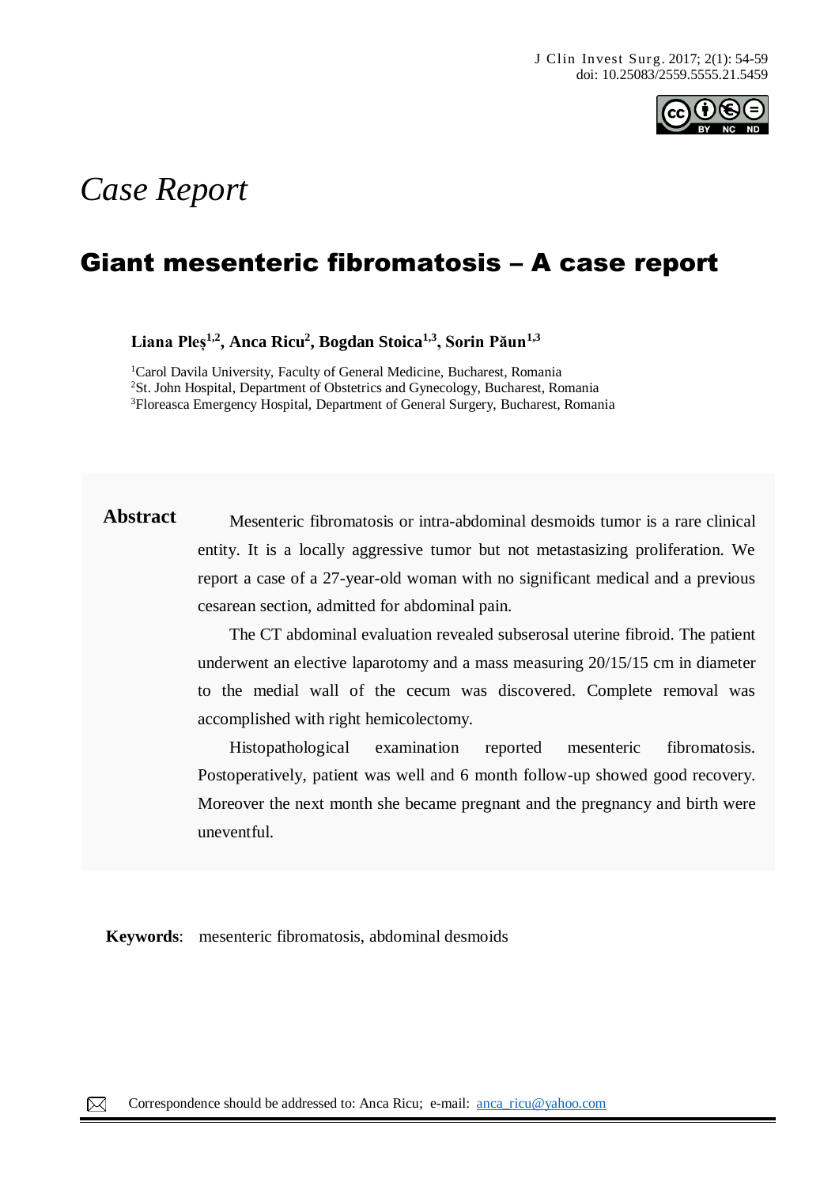*Case Report*

# Giant mesenteric fibromatosis – A case report

**Liana Pleş[1,2], Anca Ricu[2], Bogdan Stoica[1,3], Sorin Păun[1,3]**

[1]Carol Davila University, Faculty of General Medicine, Bucharest, Romania
[2]St. John Hospital, Department of Obstetrics and Gynecology, Bucharest, Romania
[3]Floreasca Emergency Hospital, Department of General Surgery, Bucharest, Romania

**Abstract**

Mesenteric fibromatosis or intra-abdominal desmoids tumor is a rare clinical entity. It is a locally aggressive tumor but not metastasizing proliferation. We report a case of a 27-year-old woman with no significant medical and a previous cesarean section, admitted for abdominal pain.

The CT abdominal evaluation revealed subserosal uterine fibroid. The patient underwent an elective laparotomy and a mass measuring 20/15/15 cm in diameter to the medial wall of the cecum was discovered. Complete removal was accomplished with right hemicolectomy.

Histopathological examination reported mesenteric fibromatosis. Postoperatively, patient was well and 6 month follow-up showed good recovery. Moreover the next month she became pregnant and the pregnancy and birth were uneventful.

**Keywords**: mesenteric fibromatosis, abdominal desmoids

Correspondence should be addressed to: Anca Ricu; e-mail: anca_ricu@yahoo.com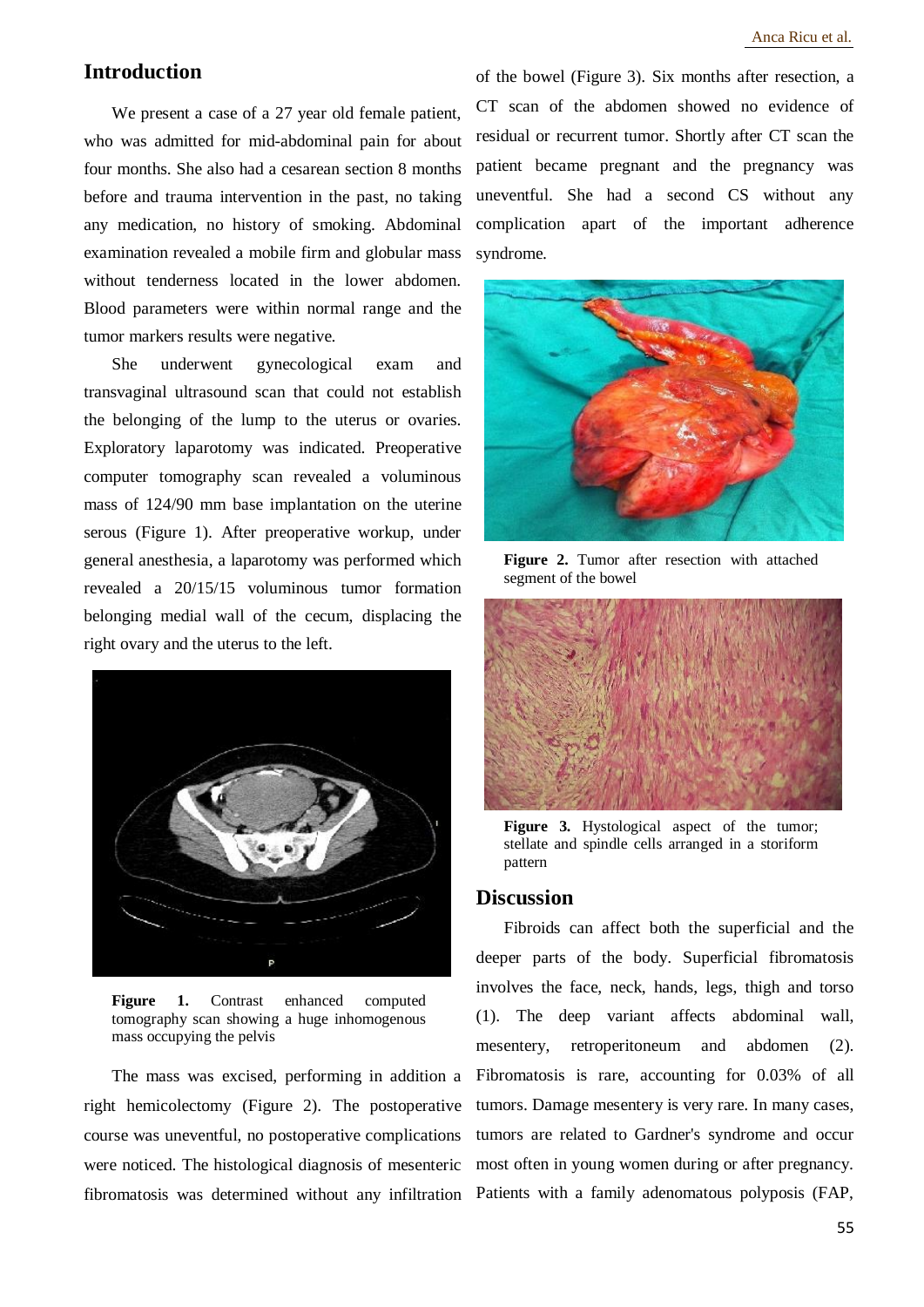## Introduction

We present a case of a 27 year old female patient, who was admitted for mid-abdominal pain for about four months. She also had a cesarean section 8 months before and trauma intervention in the past, no taking any medication, no history of smoking. Abdominal examination revealed a mobile firm and globular mass without tenderness located in the lower abdomen. Blood parameters were within normal range and the tumor markers results were negative.

She underwent gynecological exam and transvaginal ultrasound scan that could not establish the belonging of the lump to the uterus or ovaries. Exploratory laparotomy was indicated. Preoperative computer tomography scan revealed a voluminous mass of 124/90 mm base implantation on the uterine serous (Figure 1). After preoperative workup, under general anesthesia, a laparotomy was performed which revealed a 20/15/15 voluminous tumor formation belonging medial wall of the cecum, displacing the right ovary and the uterus to the left.

**Figure 1.** Contrast enhanced computed tomography scan showing a huge inhomogenous mass occupying the pelvis

The mass was excised, performing in addition a right hemicolectomy (Figure 2). The postoperative course was uneventful, no postoperative complications were noticed. The histological diagnosis of mesenteric fibromatosis was determined without any infiltration of the bowel (Figure 3). Six months after resection, a CT scan of the abdomen showed no evidence of residual or recurrent tumor. Shortly after CT scan the patient became pregnant and the pregnancy was uneventful. She had a second CS without any complication apart of the important adherence syndrome.

**Figure 2.** Tumor after resection with attached segment of the bowel

**Figure 3.** Hystological aspect of the tumor; stellate and spindle cells arranged in a storiform pattern

## Discussion

Fibroids can affect both the superficial and the deeper parts of the body. Superficial fibromatosis involves the face, neck, hands, legs, thigh and torso (1). The deep variant affects abdominal wall, mesentery, retroperitoneum and abdomen (2). Fibromatosis is rare, accounting for 0.03% of all tumors. Damage mesentery is very rare. In many cases, tumors are related to Gardner's syndrome and occur most often in young women during or after pregnancy. Patients with a family adenomatous polyposis (FAP,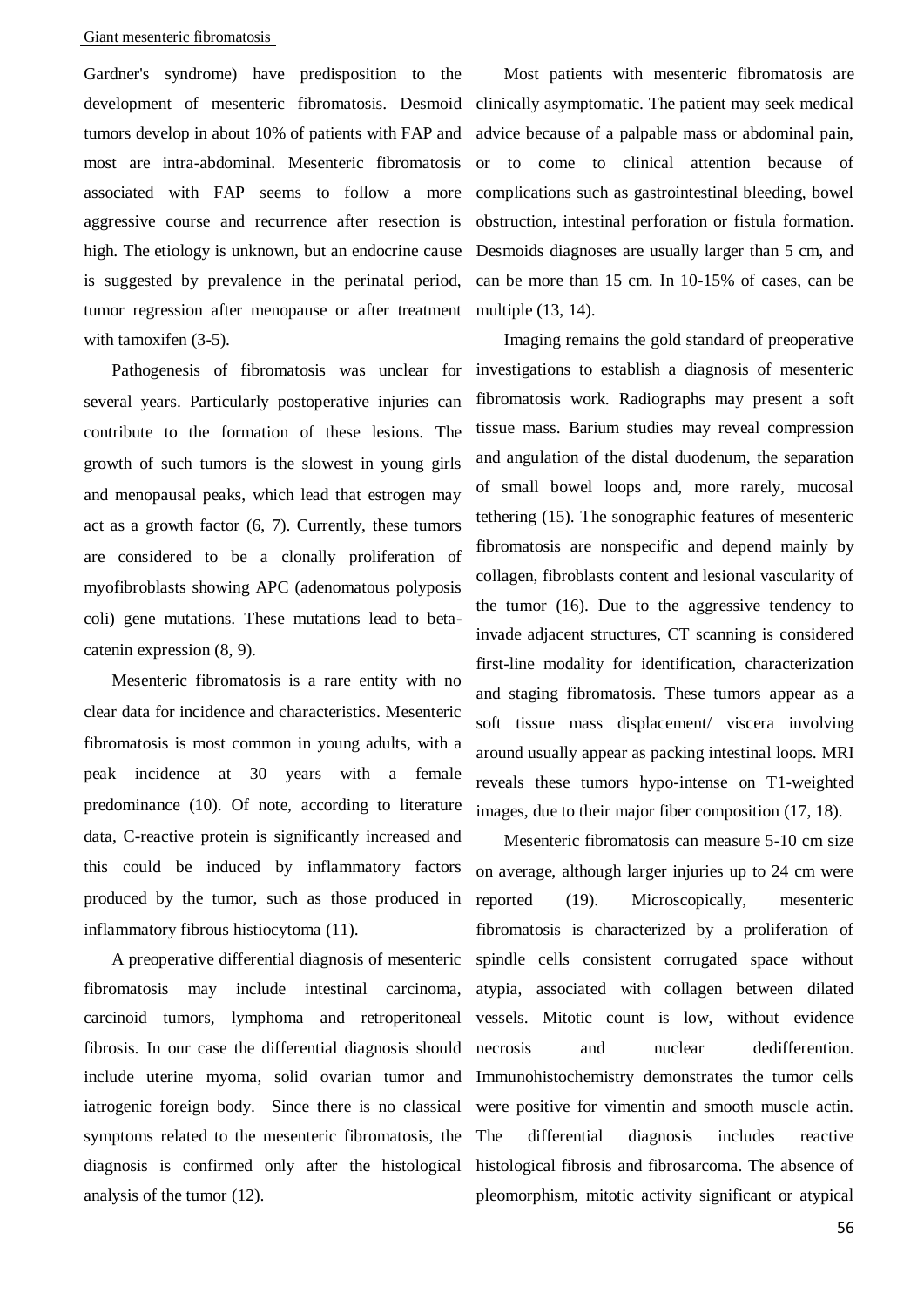Gardner's syndrome) have predisposition to the development of mesenteric fibromatosis. Desmoid tumors develop in about 10% of patients with FAP and most are intra-abdominal. Mesenteric fibromatosis associated with FAP seems to follow a more aggressive course and recurrence after resection is high. The etiology is unknown, but an endocrine cause is suggested by prevalence in the perinatal period, tumor regression after menopause or after treatment with tamoxifen (3-5).

Pathogenesis of fibromatosis was unclear for several years. Particularly postoperative injuries can contribute to the formation of these lesions. The growth of such tumors is the slowest in young girls and menopausal peaks, which lead that estrogen may act as a growth factor (6, 7). Currently, these tumors are considered to be a clonally proliferation of myofibroblasts showing APC (adenomatous polyposis coli) gene mutations. These mutations lead to beta-catenin expression (8, 9).

Mesenteric fibromatosis is a rare entity with no clear data for incidence and characteristics. Mesenteric fibromatosis is most common in young adults, with a peak incidence at 30 years with a female predominance (10). Of note, according to literature data, C-reactive protein is significantly increased and this could be induced by inflammatory factors produced by the tumor, such as those produced in inflammatory fibrous histiocytoma (11).

A preoperative differential diagnosis of mesenteric fibromatosis may include intestinal carcinoma, carcinoid tumors, lymphoma and retroperitoneal fibrosis. In our case the differential diagnosis should include uterine myoma, solid ovarian tumor and iatrogenic foreign body. Since there is no classical symptoms related to the mesenteric fibromatosis, the diagnosis is confirmed only after the histological analysis of the tumor (12).

Most patients with mesenteric fibromatosis are clinically asymptomatic. The patient may seek medical advice because of a palpable mass or abdominal pain, or to come to clinical attention because of complications such as gastrointestinal bleeding, bowel obstruction, intestinal perforation or fistula formation. Desmoids diagnoses are usually larger than 5 cm, and can be more than 15 cm. In 10-15% of cases, can be multiple (13, 14).

Imaging remains the gold standard of preoperative investigations to establish a diagnosis of mesenteric fibromatosis work. Radiographs may present a soft tissue mass. Barium studies may reveal compression and angulation of the distal duodenum, the separation of small bowel loops and, more rarely, mucosal tethering (15). The sonographic features of mesenteric fibromatosis are nonspecific and depend mainly by collagen, fibroblasts content and lesional vascularity of the tumor (16). Due to the aggressive tendency to invade adjacent structures, CT scanning is considered first-line modality for identification, characterization and staging fibromatosis. These tumors appear as a soft tissue mass displacement/ viscera involving around usually appear as packing intestinal loops. MRI reveals these tumors hypo-intense on T1-weighted images, due to their major fiber composition (17, 18).

Mesenteric fibromatosis can measure 5-10 cm size on average, although larger injuries up to 24 cm were reported (19). Microscopically, mesenteric fibromatosis is characterized by a proliferation of spindle cells consistent corrugated space without atypia, associated with collagen between dilated vessels. Mitotic count is low, without evidence necrosis and nuclear dedifferention. Immunohistochemistry demonstrates the tumor cells were positive for vimentin and smooth muscle actin. The differential diagnosis includes reactive histological fibrosis and fibrosarcoma. The absence of pleomorphism, mitotic activity significant or atypical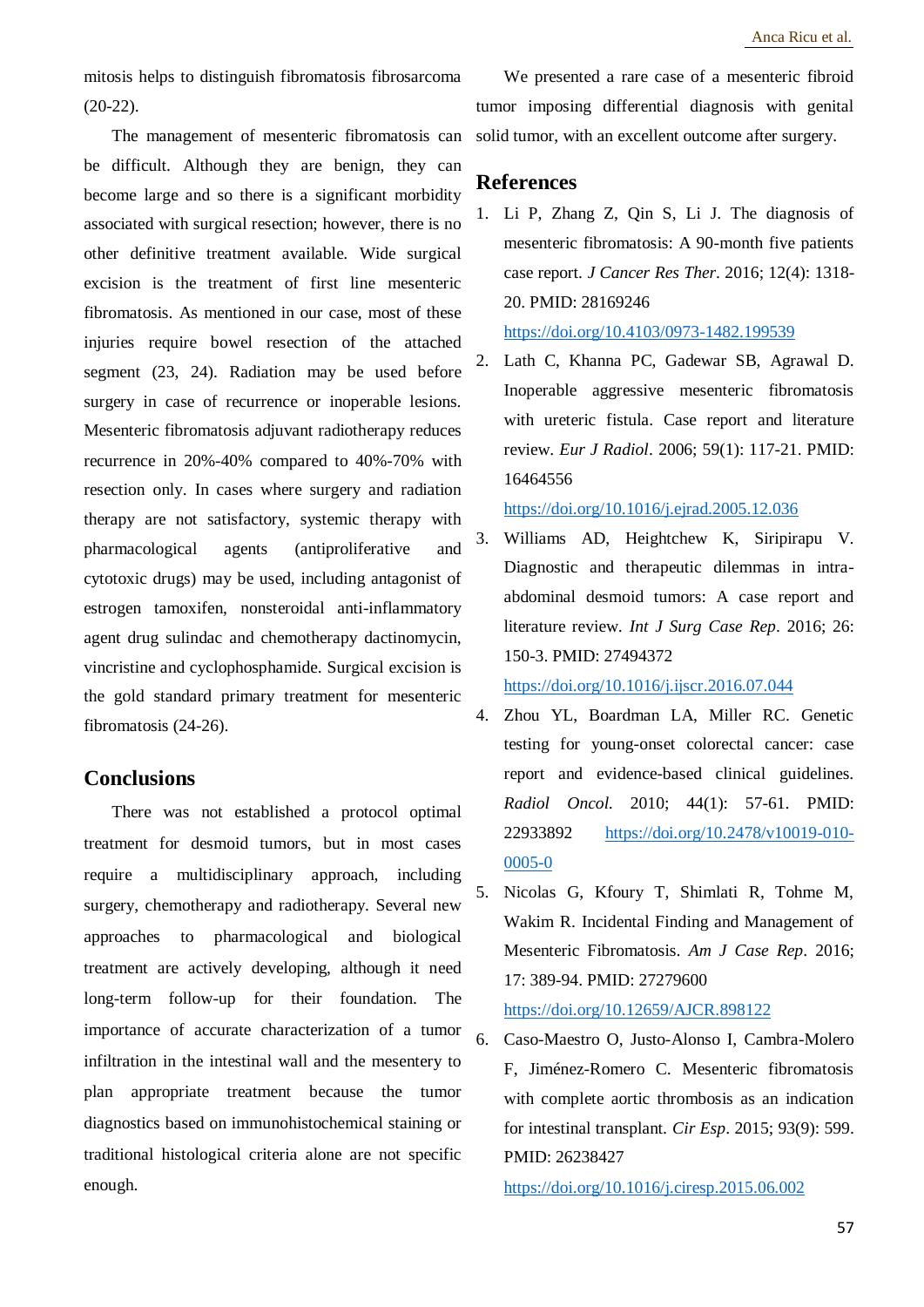mitosis helps to distinguish fibromatosis fibrosarcoma (20-22).

The management of mesenteric fibromatosis can be difficult. Although they are benign, they can become large and so there is a significant morbidity associated with surgical resection; however, there is no other definitive treatment available. Wide surgical excision is the treatment of first line mesenteric fibromatosis. As mentioned in our case, most of these injuries require bowel resection of the attached segment (23, 24). Radiation may be used before surgery in case of recurrence or inoperable lesions. Mesenteric fibromatosis adjuvant radiotherapy reduces recurrence in 20%-40% compared to 40%-70% with resection only. In cases where surgery and radiation therapy are not satisfactory, systemic therapy with pharmacological agents (antiproliferative and cytotoxic drugs) may be used, including antagonist of estrogen tamoxifen, nonsteroidal anti-inflammatory agent drug sulindac and chemotherapy dactinomycin, vincristine and cyclophosphamide. Surgical excision is the gold standard primary treatment for mesenteric fibromatosis (24-26).

## Conclusions

There was not established a protocol optimal treatment for desmoid tumors, but in most cases require a multidisciplinary approach, including surgery, chemotherapy and radiotherapy. Several new approaches to pharmacological and biological treatment are actively developing, although it need long-term follow-up for their foundation. The importance of accurate characterization of a tumor infiltration in the intestinal wall and the mesentery to plan appropriate treatment because the tumor diagnostics based on immunohistochemical staining or traditional histological criteria alone are not specific enough.

We presented a rare case of a mesenteric fibroid tumor imposing differential diagnosis with genital solid tumor, with an excellent outcome after surgery.

## References

1. Li P, Zhang Z, Qin S, Li J. The diagnosis of mesenteric fibromatosis: A 90-month five patients case report. *J Cancer Res Ther*. 2016; 12(4): 1318-20. PMID: 28169246 https://doi.org/10.4103/0973-1482.199539
2. Lath C, Khanna PC, Gadewar SB, Agrawal D. Inoperable aggressive mesenteric fibromatosis with ureteric fistula. Case report and literature review. *Eur J Radiol*. 2006; 59(1): 117-21. PMID: 16464556 https://doi.org/10.1016/j.ejrad.2005.12.036
3. Williams AD, Heightchew K, Siripirapu V. Diagnostic and therapeutic dilemmas in intra-abdominal desmoid tumors: A case report and literature review. *Int J Surg Case Rep*. 2016; 26: 150-3. PMID: 27494372 https://doi.org/10.1016/j.ijscr.2016.07.044
4. Zhou YL, Boardman LA, Miller RC. Genetic testing for young-onset colorectal cancer: case report and evidence-based clinical guidelines. *Radiol Oncol*. 2010; 44(1): 57-61. PMID: 22933892 https://doi.org/10.2478/v10019-010-0005-0
5. Nicolas G, Kfoury T, Shimlati R, Tohme M, Wakim R. Incidental Finding and Management of Mesenteric Fibromatosis. *Am J Case Rep*. 2016; 17: 389-94. PMID: 27279600 https://doi.org/10.12659/AJCR.898122
6. Caso-Maestro O, Justo-Alonso I, Cambra-Molero F, Jiménez-Romero C. Mesenteric fibromatosis with complete aortic thrombosis as an indication for intestinal transplant. *Cir Esp*. 2015; 93(9): 599. PMID: 26238427 https://doi.org/10.1016/j.ciresp.2015.06.002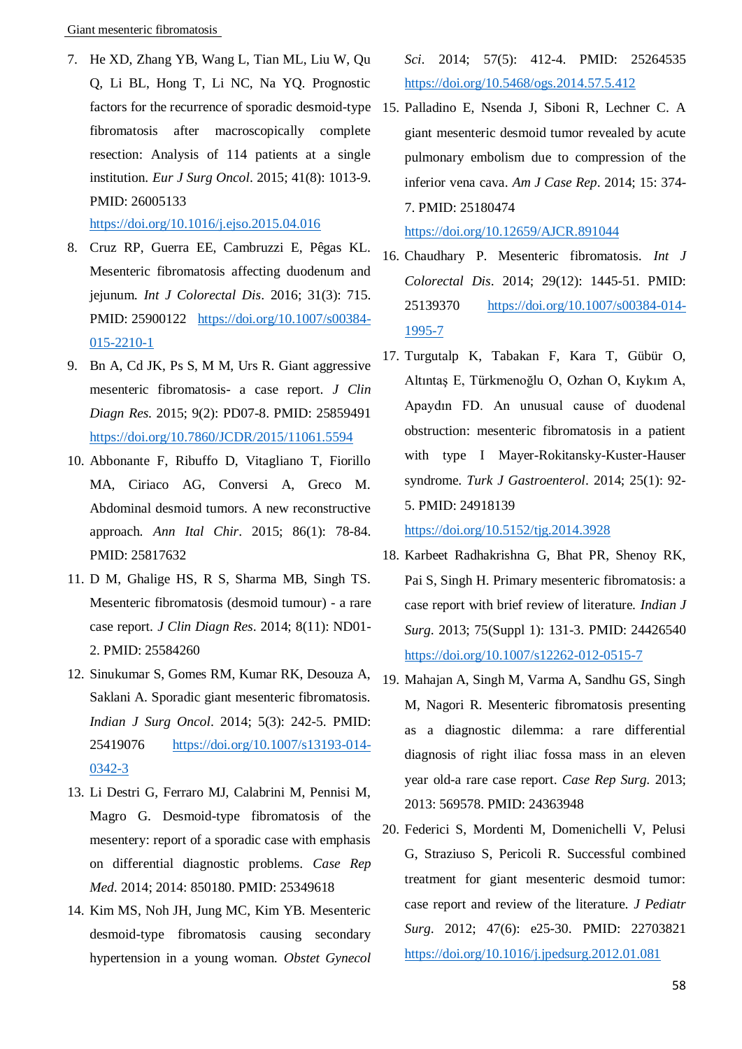7. He XD, Zhang YB, Wang L, Tian ML, Liu W, Qu Q, Li BL, Hong T, Li NC, Na YQ. Prognostic factors for the recurrence of sporadic desmoid-type fibromatosis after macroscopically complete resection: Analysis of 114 patients at a single institution. *Eur J Surg Oncol*. 2015; 41(8): 1013-9. PMID: 26005133 https://doi.org/10.1016/j.ejso.2015.04.016
8. Cruz RP, Guerra EE, Cambruzzi E, Pêgas KL. Mesenteric fibromatosis affecting duodenum and jejunum. *Int J Colorectal Dis*. 2016; 31(3): 715. PMID: 25900122 https://doi.org/10.1007/s00384-015-2210-1
9. Bn A, Cd JK, Ps S, M M, Urs R. Giant aggressive mesenteric fibromatosis- a case report. *J Clin Diagn Res*. 2015; 9(2): PD07-8. PMID: 25859491 https://doi.org/10.7860/JCDR/2015/11061.5594
10. Abbonante F, Ribuffo D, Vitagliano T, Fiorillo MA, Ciriaco AG, Conversi A, Greco M. Abdominal desmoid tumors. A new reconstructive approach. *Ann Ital Chir*. 2015; 86(1): 78-84. PMID: 25817632
11. D M, Ghalige HS, R S, Sharma MB, Singh TS. Mesenteric fibromatosis (desmoid tumour) - a rare case report. *J Clin Diagn Res*. 2014; 8(11): ND01-2. PMID: 25584260
12. Sinukumar S, Gomes RM, Kumar RK, Desouza A, Saklani A. Sporadic giant mesenteric fibromatosis. *Indian J Surg Oncol*. 2014; 5(3): 242-5. PMID: 25419076 https://doi.org/10.1007/s13193-014-0342-3
13. Li Destri G, Ferraro MJ, Calabrini M, Pennisi M, Magro G. Desmoid-type fibromatosis of the mesentery: report of a sporadic case with emphasis on differential diagnostic problems. *Case Rep Med*. 2014; 2014: 850180. PMID: 25349618
14. Kim MS, Noh JH, Jung MC, Kim YB. Mesenteric desmoid-type fibromatosis causing secondary hypertension in a young woman. *Obstet Gynecol Sci*. 2014; 57(5): 412-4. PMID: 25264535 https://doi.org/10.5468/ogs.2014.57.5.412
15. Palladino E, Nsenda J, Siboni R, Lechner C. A giant mesenteric desmoid tumor revealed by acute pulmonary embolism due to compression of the inferior vena cava. *Am J Case Rep*. 2014; 15: 374-7. PMID: 25180474 https://doi.org/10.12659/AJCR.891044
16. Chaudhary P. Mesenteric fibromatosis. *Int J Colorectal Dis*. 2014; 29(12): 1445-51. PMID: 25139370 https://doi.org/10.1007/s00384-014-1995-7
17. Turgutalp K, Tabakan F, Kara T, Gübür O, Altıntaş E, Türkmenoğlu O, Ozhan O, Kıykım A, Apaydın FD. An unusual cause of duodenal obstruction: mesenteric fibromatosis in a patient with type I Mayer-Rokitansky-Kuster-Hauser syndrome. *Turk J Gastroenterol*. 2014; 25(1): 92-5. PMID: 24918139 https://doi.org/10.5152/tjg.2014.3928
18. Karbeet Radhakrishna G, Bhat PR, Shenoy RK, Pai S, Singh H. Primary mesenteric fibromatosis: a case report with brief review of literature. *Indian J Surg*. 2013; 75(Suppl 1): 131-3. PMID: 24426540 https://doi.org/10.1007/s12262-012-0515-7
19. Mahajan A, Singh M, Varma A, Sandhu GS, Singh M, Nagori R. Mesenteric fibromatosis presenting as a diagnostic dilemma: a rare differential diagnosis of right iliac fossa mass in an eleven year old-a rare case report. *Case Rep Surg*. 2013; 2013: 569578. PMID: 24363948
20. Federici S, Mordenti M, Domenichelli V, Pelusi G, Straziuso S, Pericoli R. Successful combined treatment for giant mesenteric desmoid tumor: case report and review of the literature. *J Pediatr Surg*. 2012; 47(6): e25-30. PMID: 22703821 https://doi.org/10.1016/j.jpedsurg.2012.01.081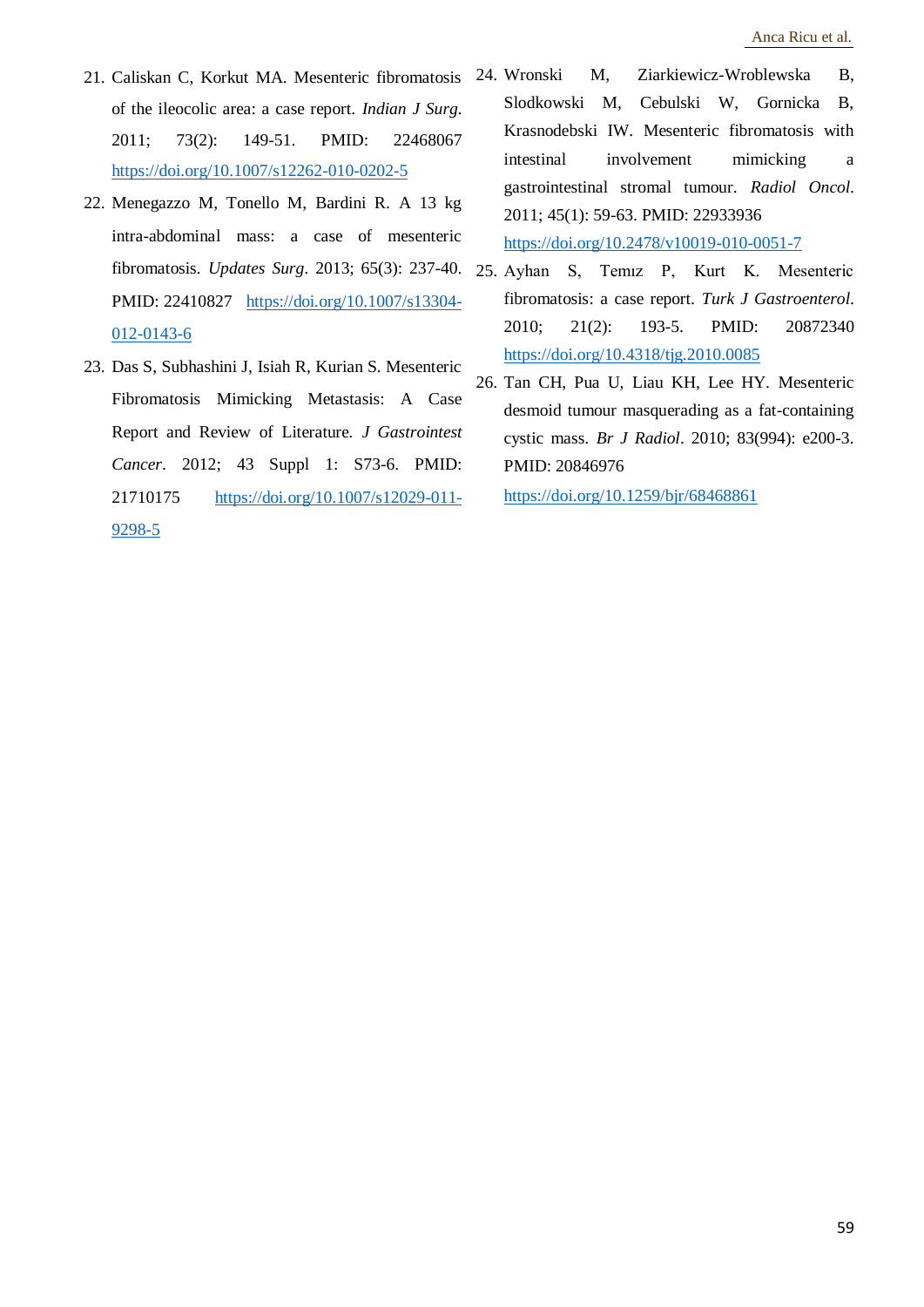21. Caliskan C, Korkut MA. Mesenteric fibromatosis of the ileocolic area: a case report. *Indian J Surg*. 2011; 73(2): 149-51. PMID: 22468067 https://doi.org/10.1007/s12262-010-0202-5
22. Menegazzo M, Tonello M, Bardini R. A 13 kg intra-abdominal mass: a case of mesenteric fibromatosis. *Updates Surg*. 2013; 65(3): 237-40. PMID: 22410827 https://doi.org/10.1007/s13304-012-0143-6
23. Das S, Subhashini J, Isiah R, Kurian S. Mesenteric Fibromatosis Mimicking Metastasis: A Case Report and Review of Literature. *J Gastrointest Cancer*. 2012; 43 Suppl 1: S73-6. PMID: 21710175 https://doi.org/10.1007/s12029-011-9298-5
24. Wronski M, Ziarkiewicz-Wroblewska B, Slodkowski M, Cebulski W, Gornicka B, Krasnodebski IW. Mesenteric fibromatosis with intestinal involvement mimicking a gastrointestinal stromal tumour. *Radiol Oncol*. 2011; 45(1): 59-63. PMID: 22933936 https://doi.org/10.2478/v10019-010-0051-7
25. Ayhan S, Temız P, Kurt K. Mesenteric fibromatosis: a case report. *Turk J Gastroenterol*. 2010; 21(2): 193-5. PMID: 20872340 https://doi.org/10.4318/tjg.2010.0085
26. Tan CH, Pua U, Liau KH, Lee HY. Mesenteric desmoid tumour masquerading as a fat-containing cystic mass. *Br J Radiol*. 2010; 83(994): e200-3. PMID: 20846976 https://doi.org/10.1259/bjr/68468861